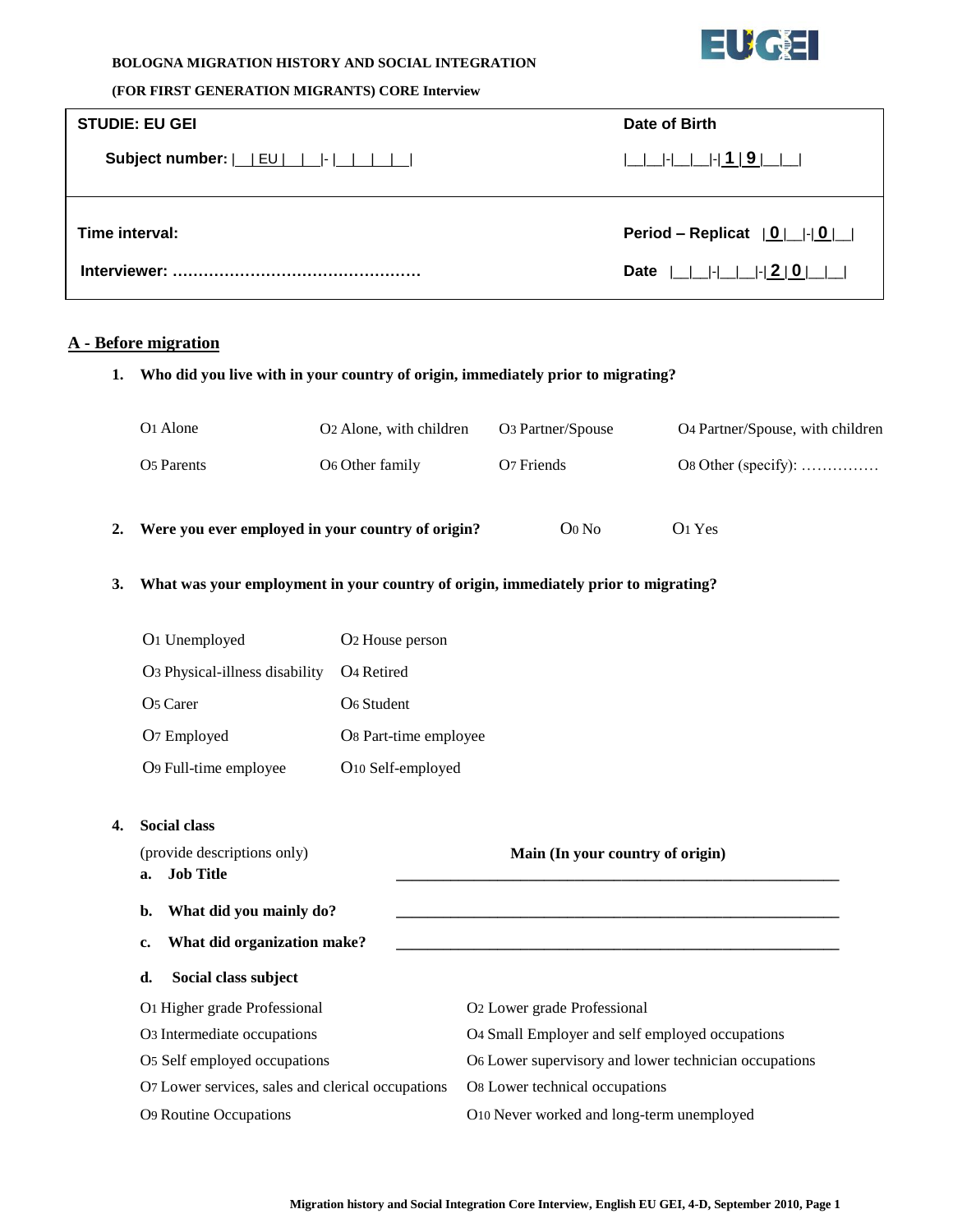**BOLOGNA MIGRATION HISTORY AND SOCIAL INTEGRATION**

**(FOR FIRST GENERATION MIGRANTS) CORE Interview**

| **STUDIE: EU GEI** | **Date of Birth** |
|---|---|
| **Subject number:** \|__\|EU\|__\|__\|- \|__\|__\|__\|__\|__\| | \|__\|__\|-\|__\|__\|-\|**1**\|**9**\|__\|__\| |
| **Time interval:** | **Period – Replicat** \|**0**\|__\|-\|**0**\|__\| |
| **Interviewer:** ………………………………………… | **Date** \|__\|__\|-\|__\|__\|-\|**2**\|**0**\|__\|__\| |

## A - Before migration

**1. Who did you live with in your country of origin, immediately prior to migrating?**

O1 Alone　O2 Alone, with children　O3 Partner/Spouse　O4 Partner/Spouse, with children

O5 Parents　O6 Other family　O7 Friends　O8 Other (specify): ……………

**2. Were you ever employed in your country of origin?**　O0 No　O1 Yes

**3. What was your employment in your country of origin, immediately prior to migrating?**

O1 Unemployed　O2 House person

O3 Physical-illness disability　O4 Retired

O5 Carer　O6 Student

O7 Employed　O8 Part-time employee

O9 Full-time employee　O10 Self-employed

**4. Social class**

(provide descriptions only)　**Main (In your country of origin)**

**a. Job Title** ____________________________________________

**b. What did you mainly do?** ____________________________________________

**c. What did organization make?** ____________________________________________

**d. Social class subject**

O1 Higher grade Professional　O2 Lower grade Professional

O3 Intermediate occupations　O4 Small Employer and self employed occupations

O5 Self employed occupations　O6 Lower supervisory and lower technician occupations

O7 Lower services, sales and clerical occupations　O8 Lower technical occupations

O9 Routine Occupations　O10 Never worked and long-term unemployed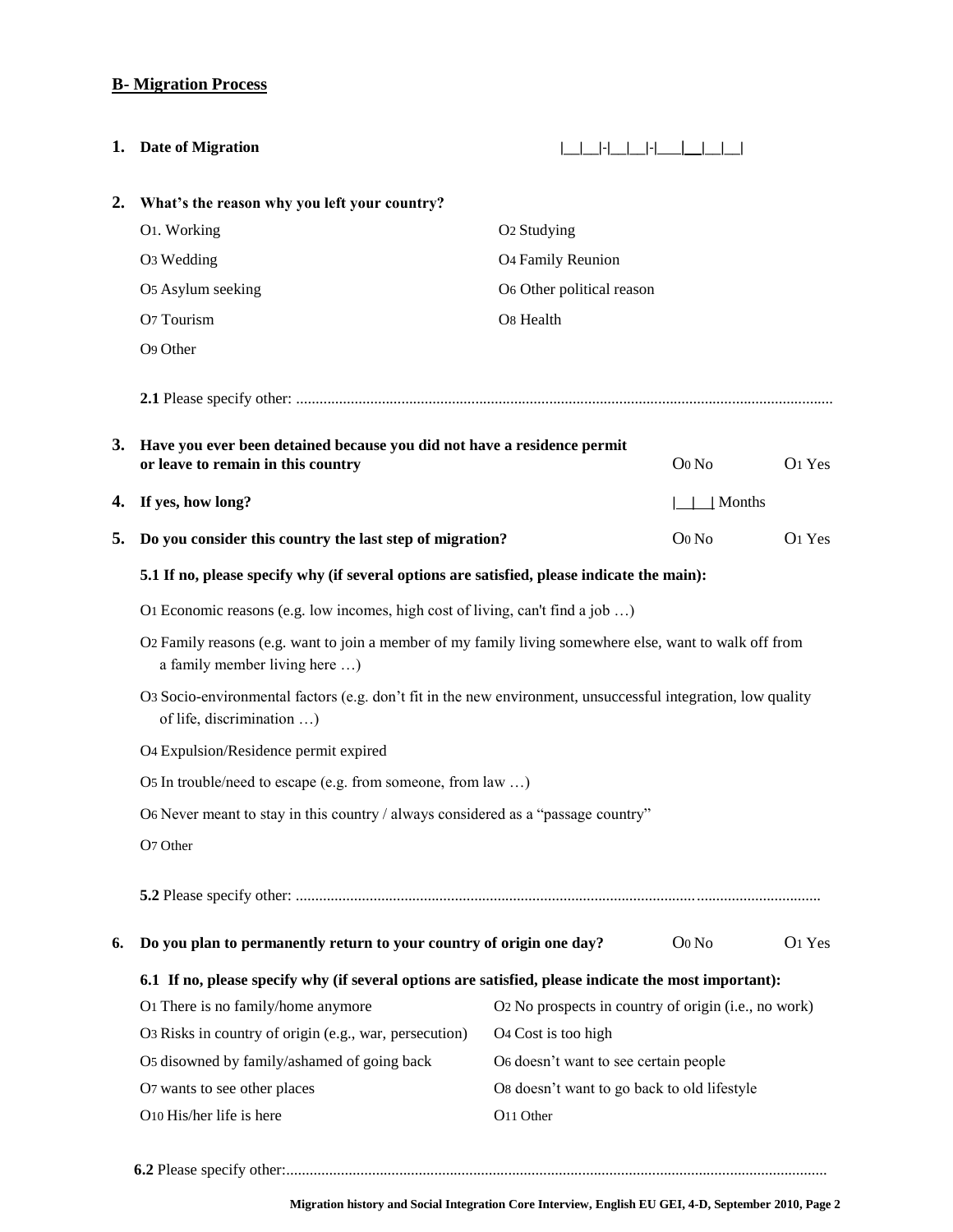## B- Migration Process

**1. Date of Migration** |__|__|-|__|__|-|__|__|__|__|

**2. What's the reason why you left your country?**

O1. Working
O2 Studying
O3 Wedding
O4 Family Reunion
O5 Asylum seeking
O6 Other political reason
O7 Tourism
O8 Health
O9 Other

**2.1** Please specify other: ..........................................................................................................................................

**3. Have you ever been detained because you did not have a residence permit or leave to remain in this country** O0 No O1 Yes

**4. If yes, how long?** |__|__| Months

**5. Do you consider this country the last step of migration?** O0 No O1 Yes

**5.1 If no, please specify why (if several options are satisfied, please indicate the main):**

O1 Economic reasons (e.g. low incomes, high cost of living, can't find a job …)

O2 Family reasons (e.g. want to join a member of my family living somewhere else, want to walk off from a family member living here …)

O3 Socio-environmental factors (e.g. don't fit in the new environment, unsuccessful integration, low quality of life, discrimination …)

O4 Expulsion/Residence permit expired

O5 In trouble/need to escape (e.g. from someone, from law …)

O6 Never meant to stay in this country / always considered as a "passage country"

O7 Other

**5.2** Please specify other: ......................................................................................................................................

**6. Do you plan to permanently return to your country of origin one day?** O0 No O1 Yes

**6.1 If no, please specify why (if several options are satisfied, please indicate the most important):**

O1 There is no family/home anymore
O2 No prospects in country of origin (i.e., no work)
O3 Risks in country of origin (e.g., war, persecution)
O4 Cost is too high
O5 disowned by family/ashamed of going back
O6 doesn't want to see certain people
O7 wants to see other places
O8 doesn't want to go back to old lifestyle
O10 His/her life is here
O11 Other

**6.2** Please specify other:..........................................................................................................................................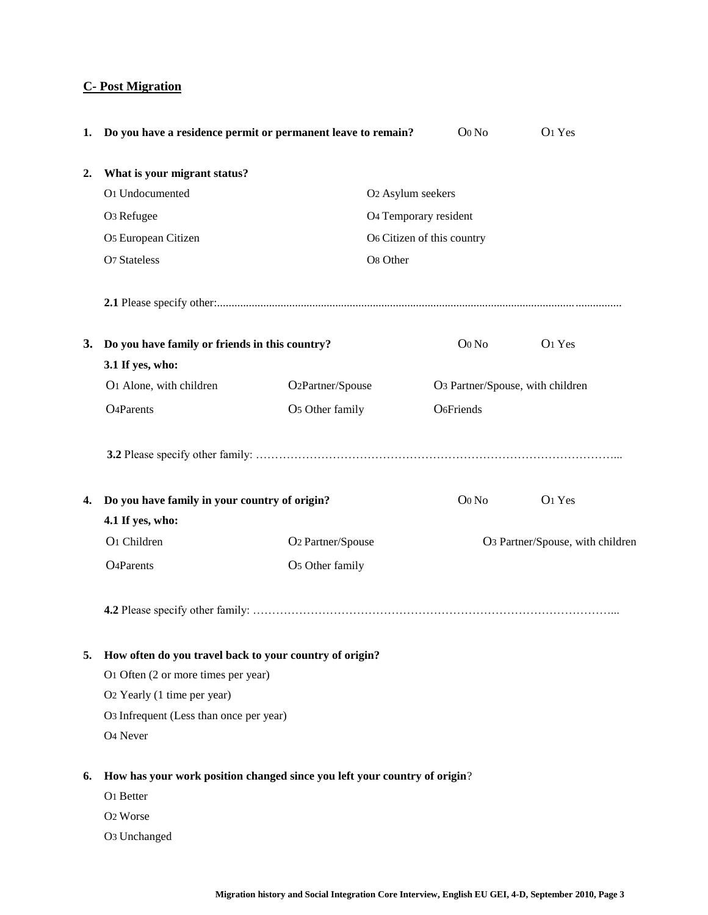## C- Post Migration

**1. Do you have a residence permit or permanent leave to remain?** O0 No O1 Yes

**2. What is your migrant status?**

| | |
|---|---|
| O1 Undocumented | O2 Asylum seekers |
| O3 Refugee | O4 Temporary resident |
| O5 European Citizen | O6 Citizen of this country |
| O7 Stateless | O8 Other |

**2.1** Please specify other:.............................................................................................................................................

**3. Do you have family or friends in this country?** O0 No O1 Yes

**3.1 If yes, who:**

| | | |
|---|---|---|
| O1 Alone, with children | O2 Partner/Spouse | O3 Partner/Spouse, with children |
| O4 Parents | O5 Other family | O6 Friends |

**3.2** Please specify other family: …………………………………………………………………………………...

**4. Do you have family in your country of origin?** O0 No O1 Yes

**4.1 If yes, who:**

| | | |
|---|---|---|
| O1 Children | O2 Partner/Spouse | O3 Partner/Spouse, with children |
| O4 Parents | O5 Other family | |

**4.2** Please specify other family: …………………………………………………………………………………...

**5. How often do you travel back to your country of origin?**

O1 Often (2 or more times per year)

O2 Yearly (1 time per year)

O3 Infrequent (Less than once per year)

O4 Never

**6. How has your work position changed since you left your country of origin**?

O1 Better

O2 Worse

O3 Unchanged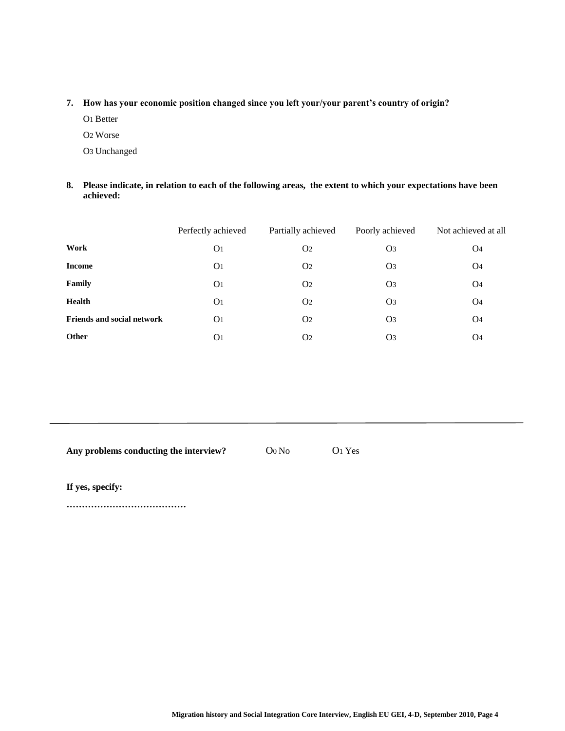**7. How has your economic position changed since you left your/your parent's country of origin?**

O1 Better

O2 Worse

O3 Unchanged

**8. Please indicate, in relation to each of the following areas, the extent to which your expectations have been achieved:**

| | Perfectly achieved | Partially achieved | Poorly achieved | Not achieved at all |
|---|---|---|---|---|
| **Work** | O1 | O2 | O3 | O4 |
| **Income** | O1 | O2 | O3 | O4 |
| **Family** | O1 | O2 | O3 | O4 |
| **Health** | O1 | O2 | O3 | O4 |
| **Friends and social network** | O1 | O2 | O3 | O4 |
| **Other** | O1 | O2 | O3 | O4 |

---

**Any problems conducting the interview?** O0 No O1 Yes

**If yes, specify:**

**…………………………………**